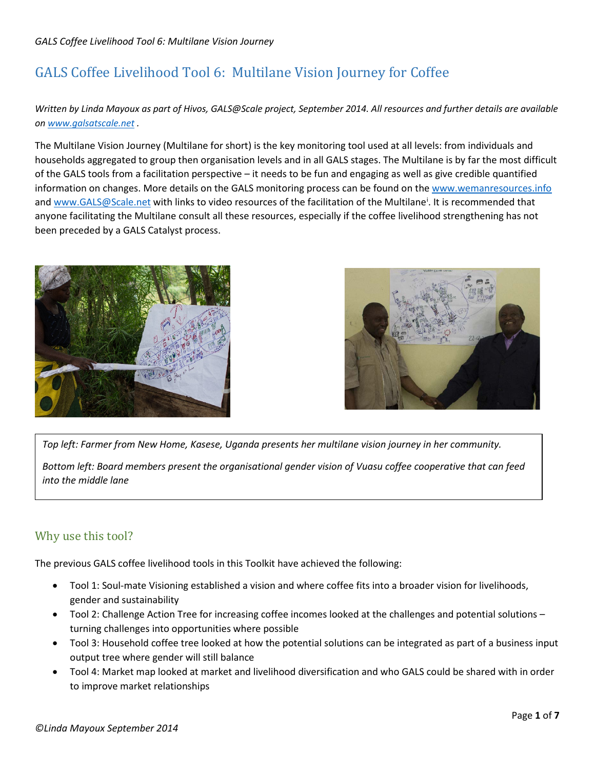# GALS Coffee Livelihood Tool 6: Multilane Vision Journey for Coffee

*Written by Linda Mayoux as part of Hivos, GALS@Scale project, September 2014. All resources and further details are available on www.galsatscale.net .*

The Multilane Vision Journey (Multilane for short) is the key monitoring tool used at all levels: from individuals and households aggregated to group then organisation levels and in all GALS stages. The Multilane is by far the most difficult of the GALS tools from a facilitation perspective – it needs to be fun and engaging as well as give credible quantified information on changes. More details on the GALS monitoring process can be found on the www.wemanresources.info and www.GALS@Scale.net with links to video resources of the facilitation of the Multilane[i]. It is recommended that anyone facilitating the Multilane consult all these resources, especially if the coffee livelihood strengthening has not been preceded by a GALS Catalyst process.

*Top left: Farmer from New Home, Kasese, Uganda presents her multilane vision journey in her community.*

*Bottom left: Board members present the organisational gender vision of Vuasu coffee cooperative that can feed into the middle lane*

## Why use this tool?

The previous GALS coffee livelihood tools in this Toolkit have achieved the following:

- Tool 1: Soul-mate Visioning established a vision and where coffee fits into a broader vision for livelihoods, gender and sustainability
- Tool 2: Challenge Action Tree for increasing coffee incomes looked at the challenges and potential solutions – turning challenges into opportunities where possible
- Tool 3: Household coffee tree looked at how the potential solutions can be integrated as part of a business input output tree where gender will still balance
- Tool 4: Market map looked at market and livelihood diversification and who GALS could be shared with in order to improve market relationships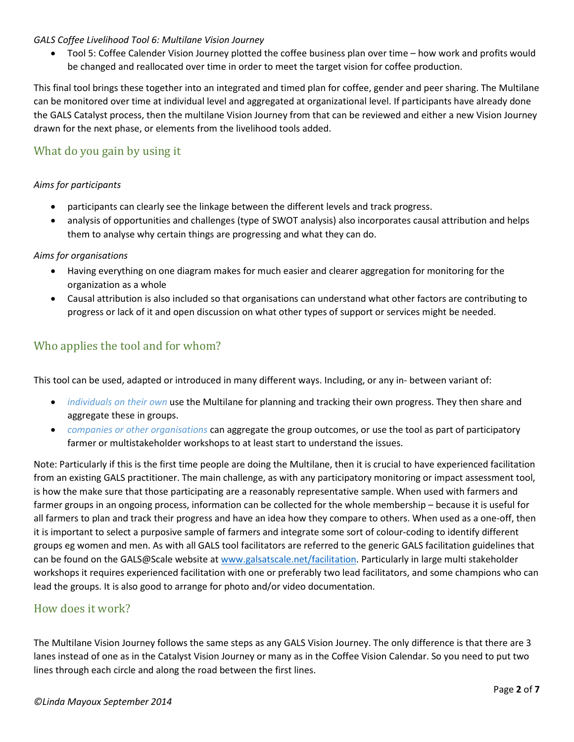*GALS Coffee Livelihood Tool 6: Multilane Vision Journey*

- Tool 5: Coffee Calender Vision Journey plotted the coffee business plan over time – how work and profits would be changed and reallocated over time in order to meet the target vision for coffee production.

This final tool brings these together into an integrated and timed plan for coffee, gender and peer sharing. The Multilane can be monitored over time at individual level and aggregated at organizational level. If participants have already done the GALS Catalyst process, then the multilane Vision Journey from that can be reviewed and either a new Vision Journey drawn for the next phase, or elements from the livelihood tools added.

## What do you gain by using it

*Aims for participants*

- participants can clearly see the linkage between the different levels and track progress.
- analysis of opportunities and challenges (type of SWOT analysis) also incorporates causal attribution and helps them to analyse why certain things are progressing and what they can do.

*Aims for organisations*

- Having everything on one diagram makes for much easier and clearer aggregation for monitoring for the organization as a whole
- Causal attribution is also included so that organisations can understand what other factors are contributing to progress or lack of it and open discussion on what other types of support or services might be needed.

## Who applies the tool and for whom?

This tool can be used, adapted or introduced in many different ways. Including, or any in- between variant of:

- *individuals on their own* use the Multilane for planning and tracking their own progress. They then share and aggregate these in groups.
- *companies or other organisations* can aggregate the group outcomes, or use the tool as part of participatory farmer or multistakeholder workshops to at least start to understand the issues.

Note: Particularly if this is the first time people are doing the Multilane, then it is crucial to have experienced facilitation from an existing GALS practitioner. The main challenge, as with any participatory monitoring or impact assessment tool, is how the make sure that those participating are a reasonably representative sample. When used with farmers and farmer groups in an ongoing process, information can be collected for the whole membership – because it is useful for all farmers to plan and track their progress and have an idea how they compare to others. When used as a one-off, then it is important to select a purposive sample of farmers and integrate some sort of colour-coding to identify different groups eg women and men. As with all GALS tool facilitators are referred to the generic GALS facilitation guidelines that can be found on the GALS@Scale website at [www.galsatscale.net/facilitation](www.galsatscale.net/facilitation). Particularly in large multi stakeholder workshops it requires experienced facilitation with one or preferably two lead facilitators, and some champions who can lead the groups. It is also good to arrange for photo and/or video documentation.

## How does it work?

The Multilane Vision Journey follows the same steps as any GALS Vision Journey. The only difference is that there are 3 lanes instead of one as in the Catalyst Vision Journey or many as in the Coffee Vision Calendar. So you need to put two lines through each circle and along the road between the first lines.

*©Linda Mayoux September 2014*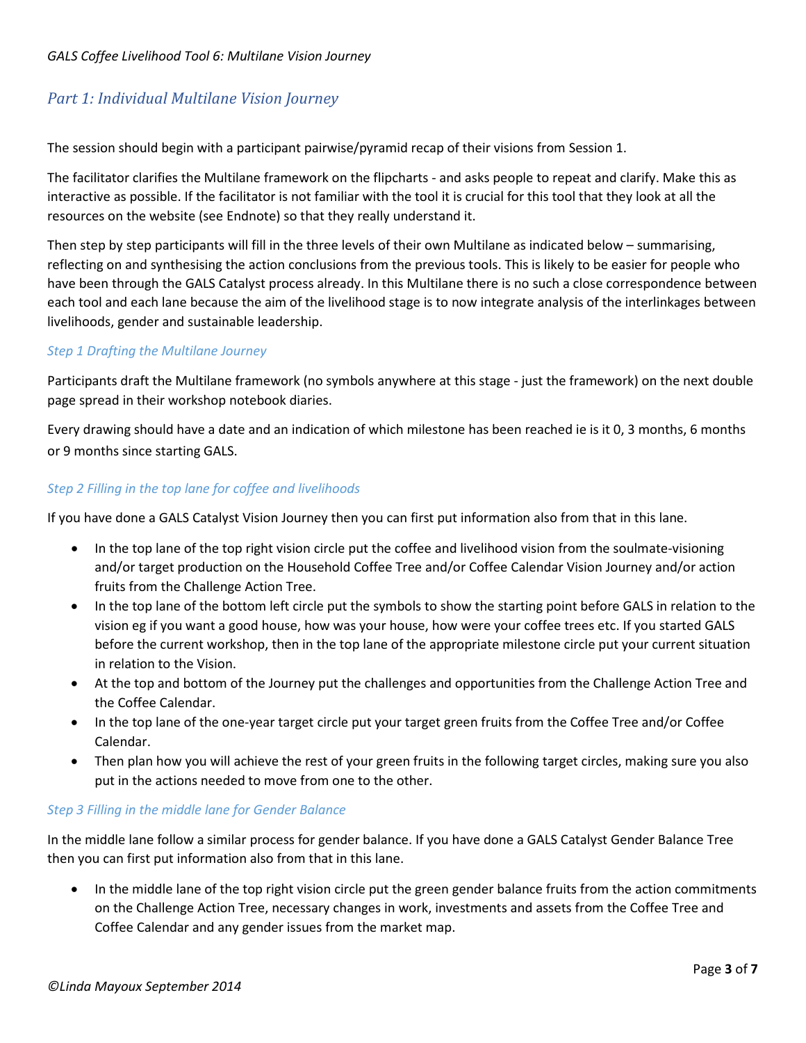## *Part 1: Individual Multilane Vision Journey*

The session should begin with a participant pairwise/pyramid recap of their visions from Session 1.

The facilitator clarifies the Multilane framework on the flipcharts - and asks people to repeat and clarify. Make this as interactive as possible. If the facilitator is not familiar with the tool it is crucial for this tool that they look at all the resources on the website (see Endnote) so that they really understand it.

Then step by step participants will fill in the three levels of their own Multilane as indicated below – summarising, reflecting on and synthesising the action conclusions from the previous tools. This is likely to be easier for people who have been through the GALS Catalyst process already. In this Multilane there is no such a close correspondence between each tool and each lane because the aim of the livelihood stage is to now integrate analysis of the interlinkages between livelihoods, gender and sustainable leadership.

### *Step 1 Drafting the Multilane Journey*

Participants draft the Multilane framework (no symbols anywhere at this stage - just the framework) on the next double page spread in their workshop notebook diaries.

Every drawing should have a date and an indication of which milestone has been reached ie is it 0, 3 months, 6 months or 9 months since starting GALS.

### *Step 2 Filling in the top lane for coffee and livelihoods*

If you have done a GALS Catalyst Vision Journey then you can first put information also from that in this lane.

- In the top lane of the top right vision circle put the coffee and livelihood vision from the soulmate-visioning and/or target production on the Household Coffee Tree and/or Coffee Calendar Vision Journey and/or action fruits from the Challenge Action Tree.
- In the top lane of the bottom left circle put the symbols to show the starting point before GALS in relation to the vision eg if you want a good house, how was your house, how were your coffee trees etc. If you started GALS before the current workshop, then in the top lane of the appropriate milestone circle put your current situation in relation to the Vision.
- At the top and bottom of the Journey put the challenges and opportunities from the Challenge Action Tree and the Coffee Calendar.
- In the top lane of the one-year target circle put your target green fruits from the Coffee Tree and/or Coffee Calendar.
- Then plan how you will achieve the rest of your green fruits in the following target circles, making sure you also put in the actions needed to move from one to the other.

### *Step 3 Filling in the middle lane for Gender Balance*

In the middle lane follow a similar process for gender balance. If you have done a GALS Catalyst Gender Balance Tree then you can first put information also from that in this lane.

- In the middle lane of the top right vision circle put the green gender balance fruits from the action commitments on the Challenge Action Tree, necessary changes in work, investments and assets from the Coffee Tree and Coffee Calendar and any gender issues from the market map.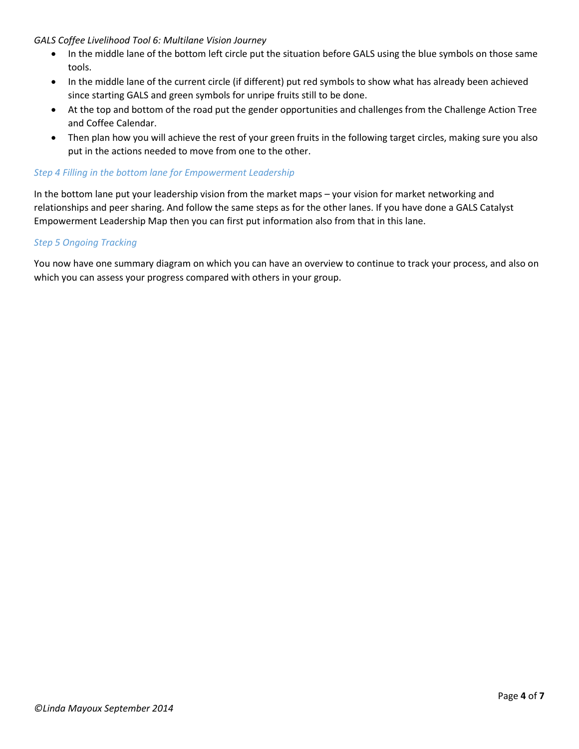- In the middle lane of the bottom left circle put the situation before GALS using the blue symbols on those same tools.
- In the middle lane of the current circle (if different) put red symbols to show what has already been achieved since starting GALS and green symbols for unripe fruits still to be done.
- At the top and bottom of the road put the gender opportunities and challenges from the Challenge Action Tree and Coffee Calendar.
- Then plan how you will achieve the rest of your green fruits in the following target circles, making sure you also put in the actions needed to move from one to the other.

### *Step 4 Filling in the bottom lane for Empowerment Leadership*

In the bottom lane put your leadership vision from the market maps – your vision for market networking and relationships and peer sharing. And follow the same steps as for the other lanes. If you have done a GALS Catalyst Empowerment Leadership Map then you can first put information also from that in this lane.

### *Step 5 Ongoing Tracking*

You now have one summary diagram on which you can have an overview to continue to track your process, and also on which you can assess your progress compared with others in your group.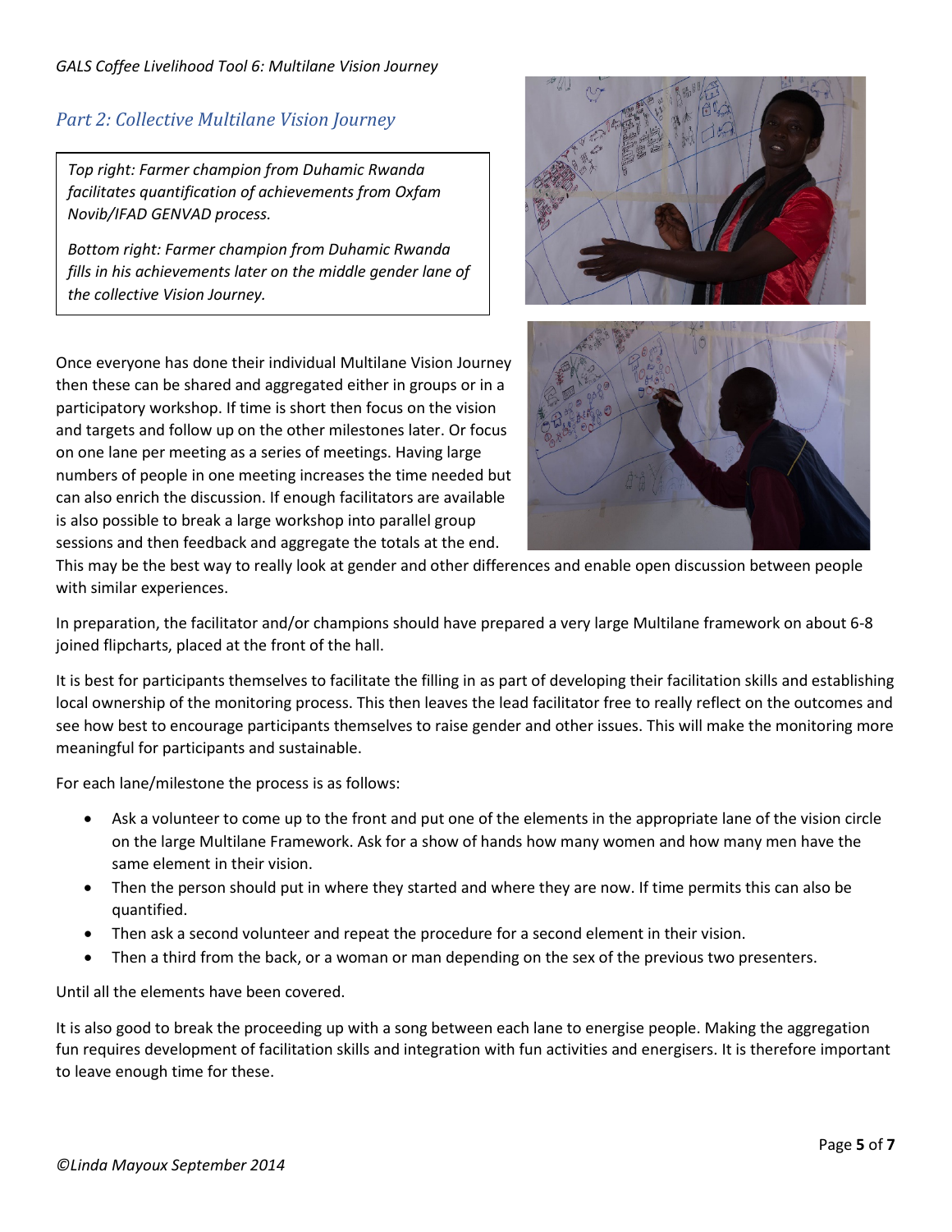## Part 2: Collective Multilane Vision Journey

*Top right: Farmer champion from Duhamic Rwanda facilitates quantification of achievements from Oxfam Novib/IFAD GENVAD process.*

*Bottom right: Farmer champion from Duhamic Rwanda fills in his achievements later on the middle gender lane of the collective Vision Journey.*

Once everyone has done their individual Multilane Vision Journey then these can be shared and aggregated either in groups or in a participatory workshop. If time is short then focus on the vision and targets and follow up on the other milestones later. Or focus on one lane per meeting as a series of meetings. Having large numbers of people in one meeting increases the time needed but can also enrich the discussion. If enough facilitators are available is also possible to break a large workshop into parallel group sessions and then feedback and aggregate the totals at the end. This may be the best way to really look at gender and other differences and enable open discussion between people with similar experiences.

In preparation, the facilitator and/or champions should have prepared a very large Multilane framework on about 6-8 joined flipcharts, placed at the front of the hall.

It is best for participants themselves to facilitate the filling in as part of developing their facilitation skills and establishing local ownership of the monitoring process. This then leaves the lead facilitator free to really reflect on the outcomes and see how best to encourage participants themselves to raise gender and other issues. This will make the monitoring more meaningful for participants and sustainable.

For each lane/milestone the process is as follows:

- Ask a volunteer to come up to the front and put one of the elements in the appropriate lane of the vision circle on the large Multilane Framework. Ask for a show of hands how many women and how many men have the same element in their vision.
- Then the person should put in where they started and where they are now. If time permits this can also be quantified.
- Then ask a second volunteer and repeat the procedure for a second element in their vision.
- Then a third from the back, or a woman or man depending on the sex of the previous two presenters.

Until all the elements have been covered.

It is also good to break the proceeding up with a song between each lane to energise people. Making the aggregation fun requires development of facilitation skills and integration with fun activities and energisers. It is therefore important to leave enough time for these.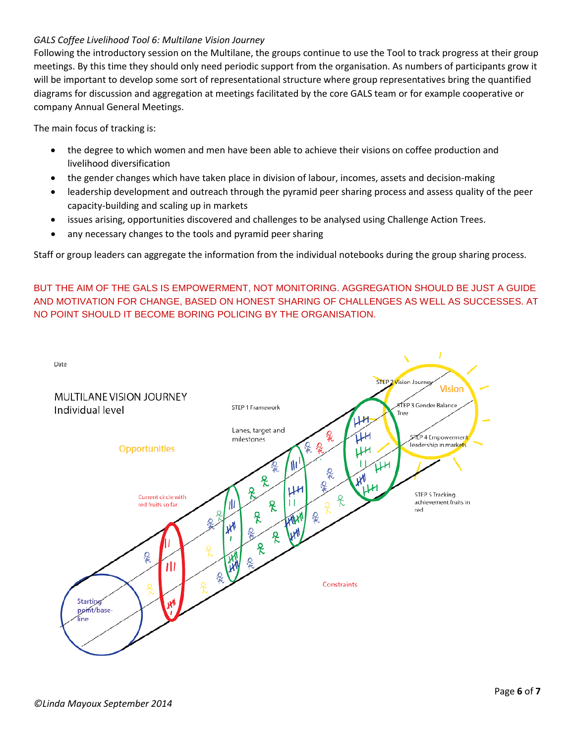*GALS Coffee Livelihood Tool 6: Multilane Vision Journey*

Following the introductory session on the Multilane, the groups continue to use the Tool to track progress at their group meetings. By this time they should only need periodic support from the organisation. As numbers of participants grow it will be important to develop some sort of representational structure where group representatives bring the quantified diagrams for discussion and aggregation at meetings facilitated by the core GALS team or for example cooperative or company Annual General Meetings.

The main focus of tracking is:

- the degree to which women and men have been able to achieve their visions on coffee production and livelihood diversification
- the gender changes which have taken place in division of labour, incomes, assets and decision-making
- leadership development and outreach through the pyramid peer sharing process and assess quality of the peer capacity-building and scaling up in markets
- issues arising, opportunities discovered and challenges to be analysed using Challenge Action Trees.
- any necessary changes to the tools and pyramid peer sharing

Staff or group leaders can aggregate the information from the individual notebooks during the group sharing process.

BUT THE AIM OF THE GALS IS EMPOWERMENT, NOT MONITORING. AGGREGATION SHOULD BE JUST A GUIDE AND MOTIVATION FOR CHANGE, BASED ON HONEST SHARING OF CHALLENGES AS WELL AS SUCCESSES. AT NO POINT SHOULD IT BECOME BORING POLICING BY THE ORGANISATION.

Date

MULTILANE VISION JOURNEY
Individual level

STEP 1 Framework

Lanes, target and milestones

STEP 2 Vision Journey

Vision

STEP 3 Gender Balance Tree

STEP 4 Empowerment leadership in markets

STEP 5 Tracking achievement fruits in red

Opportunities

Current circle with red fruits so far

Constraints

Starting point/base-line

*©Linda Mayoux September 2014*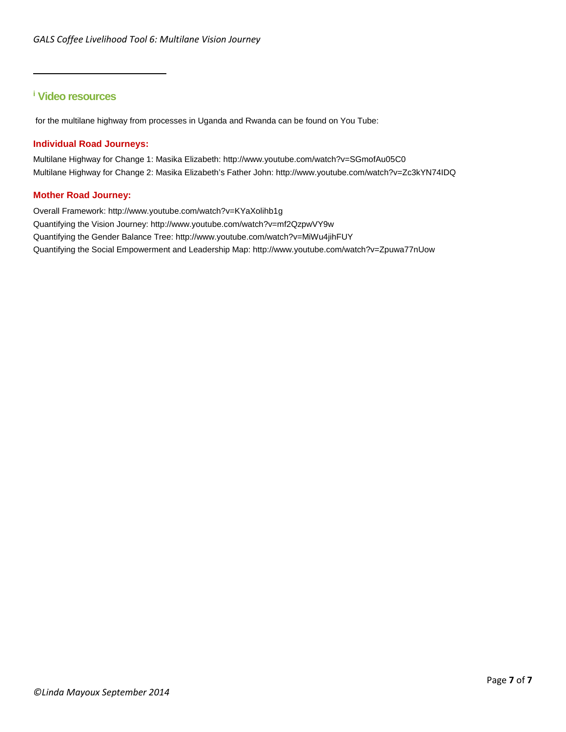[i] Video resources

for the multilane highway from processes in Uganda and Rwanda can be found on You Tube:

**Individual Road Journeys:**

Multilane Highway for Change 1: Masika Elizabeth: http://www.youtube.com/watch?v=SGmofAu05C0
Multilane Highway for Change 2: Masika Elizabeth's Father John: http://www.youtube.com/watch?v=Zc3kYN74IDQ

**Mother Road Journey:**

Overall Framework: http://www.youtube.com/watch?v=KYaXolihb1g
Quantifying the Vision Journey: http://www.youtube.com/watch?v=mf2QzpwVY9w
Quantifying the Gender Balance Tree: http://www.youtube.com/watch?v=MiWu4jihFUY
Quantifying the Social Empowerment and Leadership Map: http://www.youtube.com/watch?v=Zpuwa77nUow

©Linda Mayoux September 2014